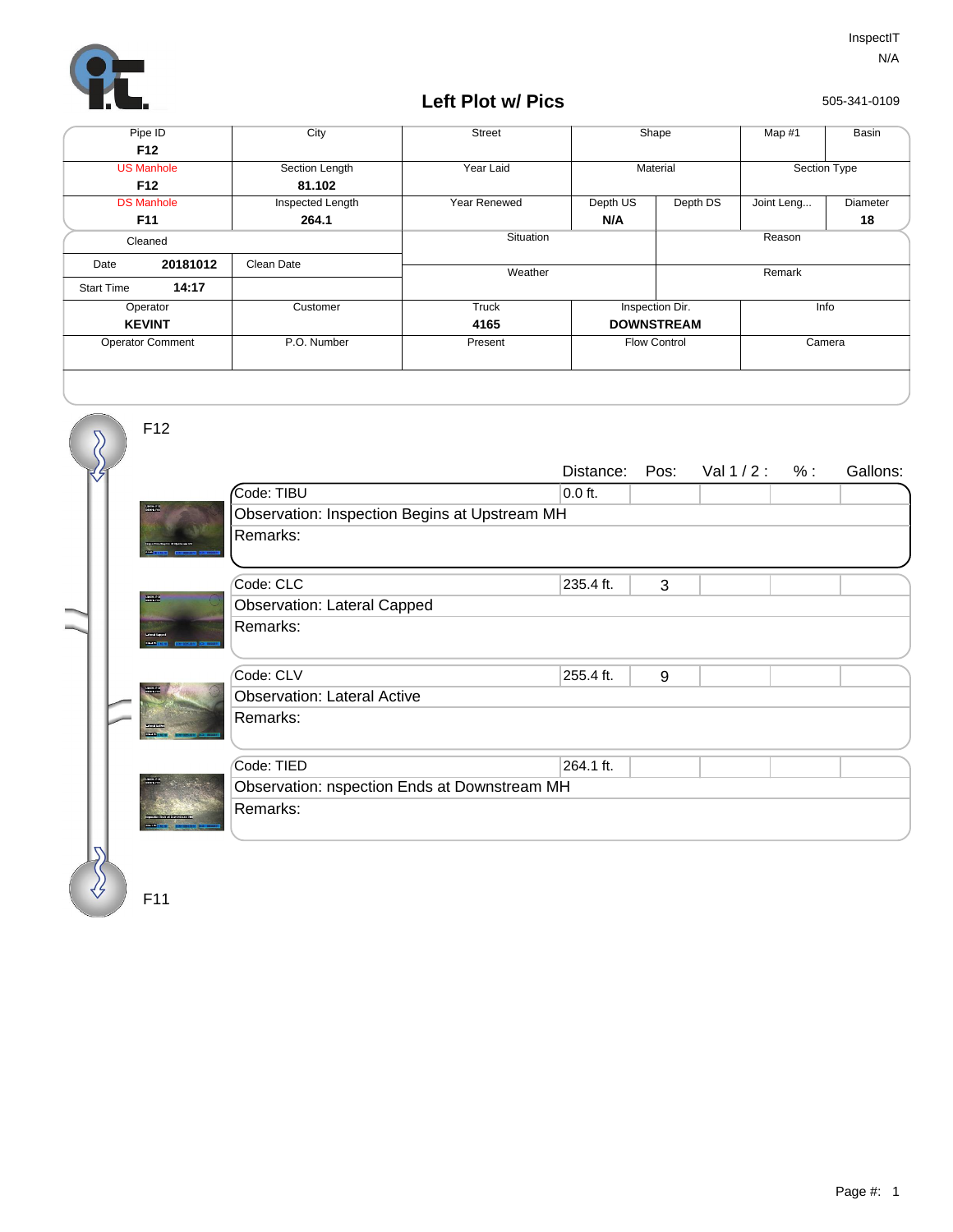InspectIT
N/A

505-341-0109

# Left Plot w/ Pics

| Pipe ID | City | Street | Shape | | Map #1 | Basin |
|---|---|---|---|---|---|---|
| **F12** | | | | | | |
| US Manhole | Section Length | Year Laid | Material | | Section Type | |
| **F12** | **81.102** | | | | | |
| DS Manhole | Inspected Length | Year Renewed | Depth US | Depth DS | Joint Leng... | Diameter |
| **F11** | **264.1** | | **N/A** | | | **18** |

| Cleaned | | Situation | Reason |
|---|---|---|---|
| Date **20181012** | Clean Date | Weather | Remark |
| Start Time **14:17** | | | |

| Operator | Customer | Truck | Inspection Dir. | Info |
|---|---|---|---|---|
| **KEVINT** | | **4165** | **DOWNSTREAM** | |
| Operator Comment | P.O. Number | Present | Flow Control | Camera |

F12

| Code | Distance: | Pos: | Val 1 / 2 : | % : | Gallons: |
|---|---|---|---|---|---|
| Code: TIBU | 0.0 ft. | | | | |
| Observation: Inspection Begins at Upstream MH | | | | | |
| Remarks: | | | | | |
| Code: CLC | 235.4 ft. | 3 | | | |
| Observation: Lateral Capped | | | | | |
| Remarks: | | | | | |
| Code: CLV | 255.4 ft. | 9 | | | |
| Observation: Lateral Active | | | | | |
| Remarks: | | | | | |
| Code: TIED | 264.1 ft. | | | | |
| Observation: nspection Ends at Downstream MH | | | | | |
| Remarks: | | | | | |

F11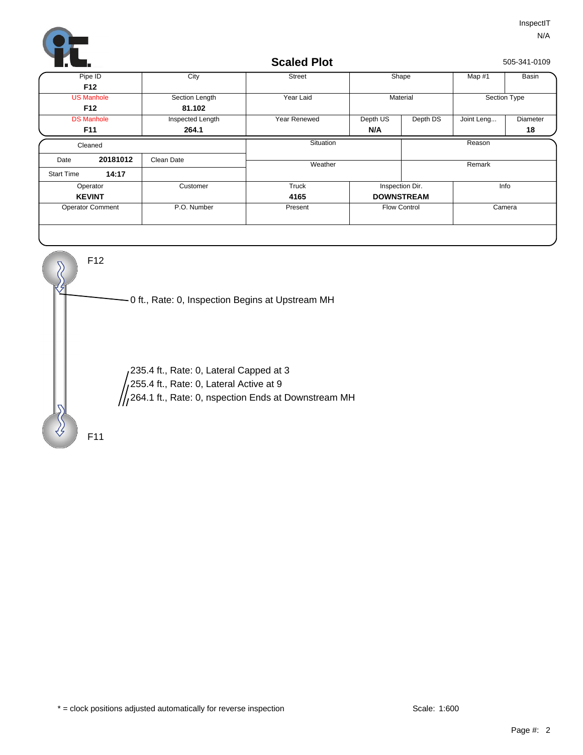InspectIT
N/A

# Scaled Plot

505-341-0109

| Pipe ID | City | Street | Shape | | Map #1 | Basin |
|---|---|---|---|---|---|---|
| **F12** | | | | | | |
| US Manhole | Section Length | Year Laid | Material | | Section Type | |
| **F12** | **81.102** | | | | | |
| DS Manhole | Inspected Length | Year Renewed | Depth US | Depth DS | Joint Leng... | Diameter |
| **F11** | **264.1** | | **N/A** | | | **18** |

| Cleaned | | Situation | Reason |
|---|---|---|---|
| Date **20181012** | Clean Date | Weather | Remark |
| Start Time **14:17** | | | |

| Operator | Customer | Truck | Inspection Dir. | Info |
|---|---|---|---|---|
| **KEVINT** | | **4165** | **DOWNSTREAM** | |
| Operator Comment | P.O. Number | Present | Flow Control | Camera |
| | | | | |

F12

0 ft., Rate: 0, Inspection Begins at Upstream MH

235.4 ft., Rate: 0, Lateral Capped at 3
255.4 ft., Rate: 0, Lateral Active at 9
264.1 ft., Rate: 0, nspection Ends at Downstream MH

F11

* = clock positions adjusted automatically for reverse inspection

Scale: 1:600